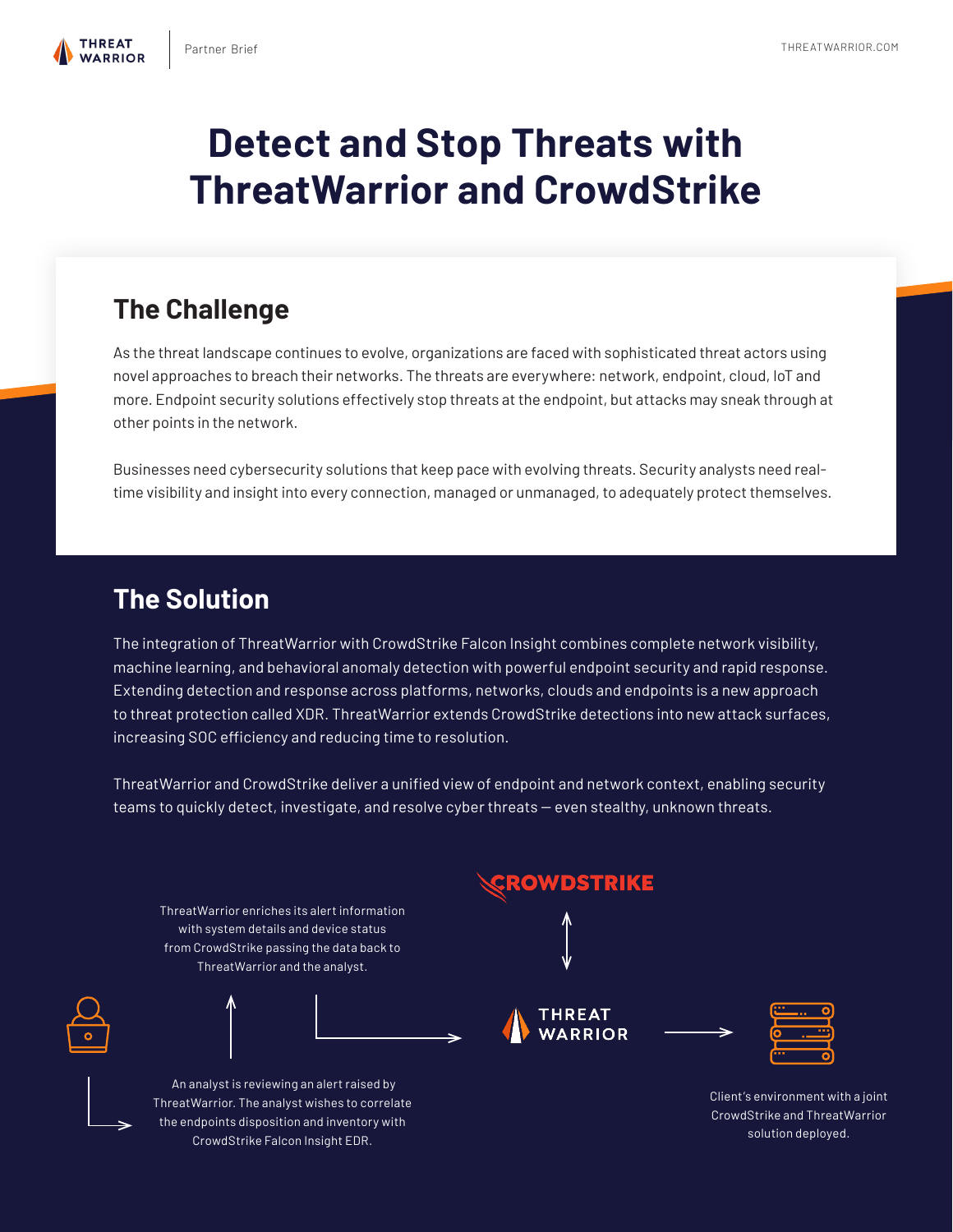# Detect and Stop Threats with ThreatWarrior and CrowdStrike

## The Challenge

As the threat landscape continues to evolve, organizations are faced with sophisticated threat actors using novel approaches to breach their networks. The threats are everywhere: network, endpoint, cloud, IoT and more. Endpoint security solutions effectively stop threats at the endpoint, but attacks may sneak through at other points in the network.

Businesses need cybersecurity solutions that keep pace with evolving threats. Security analysts need real-time visibility and insight into every connection, managed or unmanaged, to adequately protect themselves.

## The Solution

The integration of ThreatWarrior with CrowdStrike Falcon Insight combines complete network visibility, machine learning, and behavioral anomaly detection with powerful endpoint security and rapid response. Extending detection and response across platforms, networks, clouds and endpoints is a new approach to threat protection called XDR. ThreatWarrior extends CrowdStrike detections into new attack surfaces, increasing SOC efficiency and reducing time to resolution.

ThreatWarrior and CrowdStrike deliver a unified view of endpoint and network context, enabling security teams to quickly detect, investigate, and resolve cyber threats — even stealthy, unknown threats.

ThreatWarrior enriches its alert information with system details and device status from CrowdStrike passing the data back to ThreatWarrior and the analyst.

An analyst is reviewing an alert raised by ThreatWarrior. The analyst wishes to correlate the endpoints disposition and inventory with CrowdStrike Falcon Insight EDR.

Client's environment with a joint CrowdStrike and ThreatWarrior solution deployed.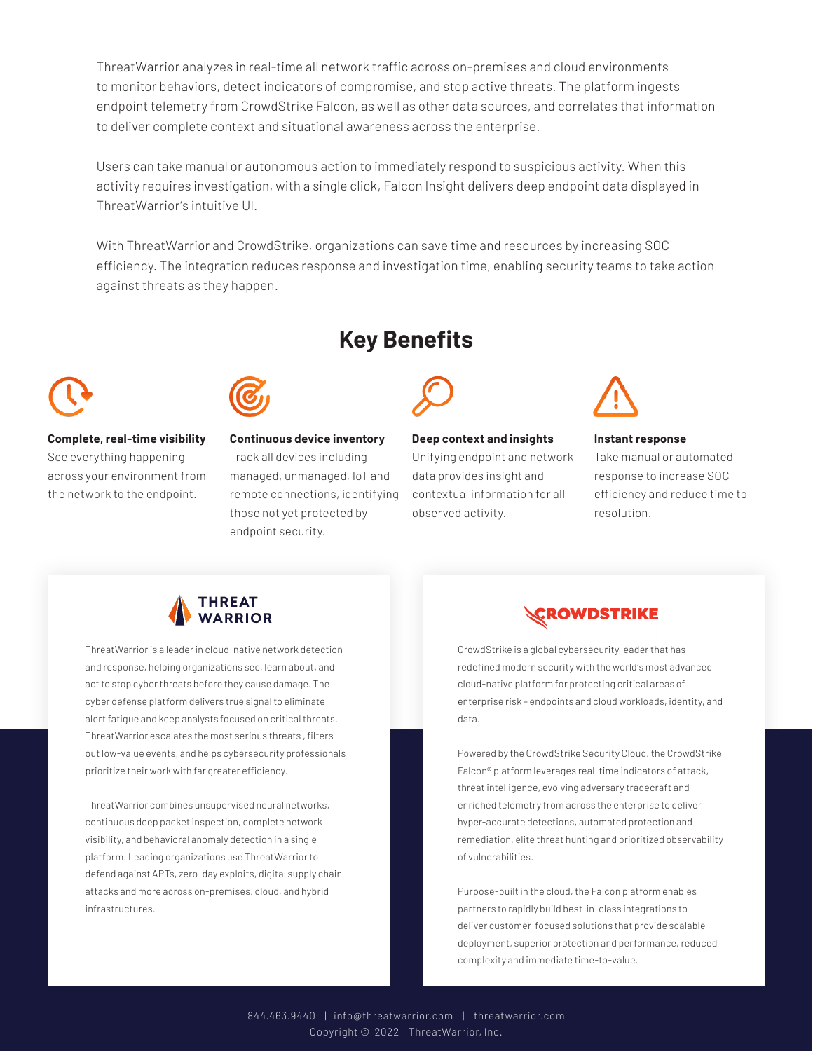ThreatWarrior analyzes in real-time all network traffic across on-premises and cloud environments to monitor behaviors, detect indicators of compromise, and stop active threats. The platform ingests endpoint telemetry from CrowdStrike Falcon, as well as other data sources, and correlates that information to deliver complete context and situational awareness across the enterprise.

Users can take manual or autonomous action to immediately respond to suspicious activity. When this activity requires investigation, with a single click, Falcon Insight delivers deep endpoint data displayed in ThreatWarrior's intuitive UI.

With ThreatWarrior and CrowdStrike, organizations can save time and resources by increasing SOC efficiency. The integration reduces response and investigation time, enabling security teams to take action against threats as they happen.

## Key Benefits

**Complete, real-time visibility**
See everything happening across your environment from the network to the endpoint.

**Continuous device inventory**
Track all devices including managed, unmanaged, IoT and remote connections, identifying those not yet protected by endpoint security.

**Deep context and insights**
Unifying endpoint and network data provides insight and contextual information for all observed activity.

**Instant response**
Take manual or automated response to increase SOC efficiency and reduce time to resolution.

### THREAT WARRIOR

ThreatWarrior is a leader in cloud-native network detection and response, helping organizations see, learn about, and act to stop cyber threats before they cause damage. The cyber defense platform delivers true signal to eliminate alert fatigue and keep analysts focused on critical threats. ThreatWarrior escalates the most serious threats , filters out low-value events, and helps cybersecurity professionals prioritize their work with far greater efficiency.

ThreatWarrior combines unsupervised neural networks, continuous deep packet inspection, complete network visibility, and behavioral anomaly detection in a single platform. Leading organizations use ThreatWarrior to defend against APTs, zero-day exploits, digital supply chain attacks and more across on-premises, cloud, and hybrid infrastructures.

### CROWDSTRIKE

CrowdStrike is a global cybersecurity leader that has redefined modern security with the world's most advanced cloud-native platform for protecting critical areas of enterprise risk – endpoints and cloud workloads, identity, and data.

Powered by the CrowdStrike Security Cloud, the CrowdStrike Falcon® platform leverages real-time indicators of attack, threat intelligence, evolving adversary tradecraft and enriched telemetry from across the enterprise to deliver hyper-accurate detections, automated protection and remediation, elite threat hunting and prioritized observability of vulnerabilities.

Purpose-built in the cloud, the Falcon platform enables partners to rapidly build best-in-class integrations to deliver customer-focused solutions that provide scalable deployment, superior protection and performance, reduced complexity and immediate time-to-value.

844.463.9440 | info@threatwarrior.com | threatwarrior.com
Copyright © 2022 ThreatWarrior, Inc.